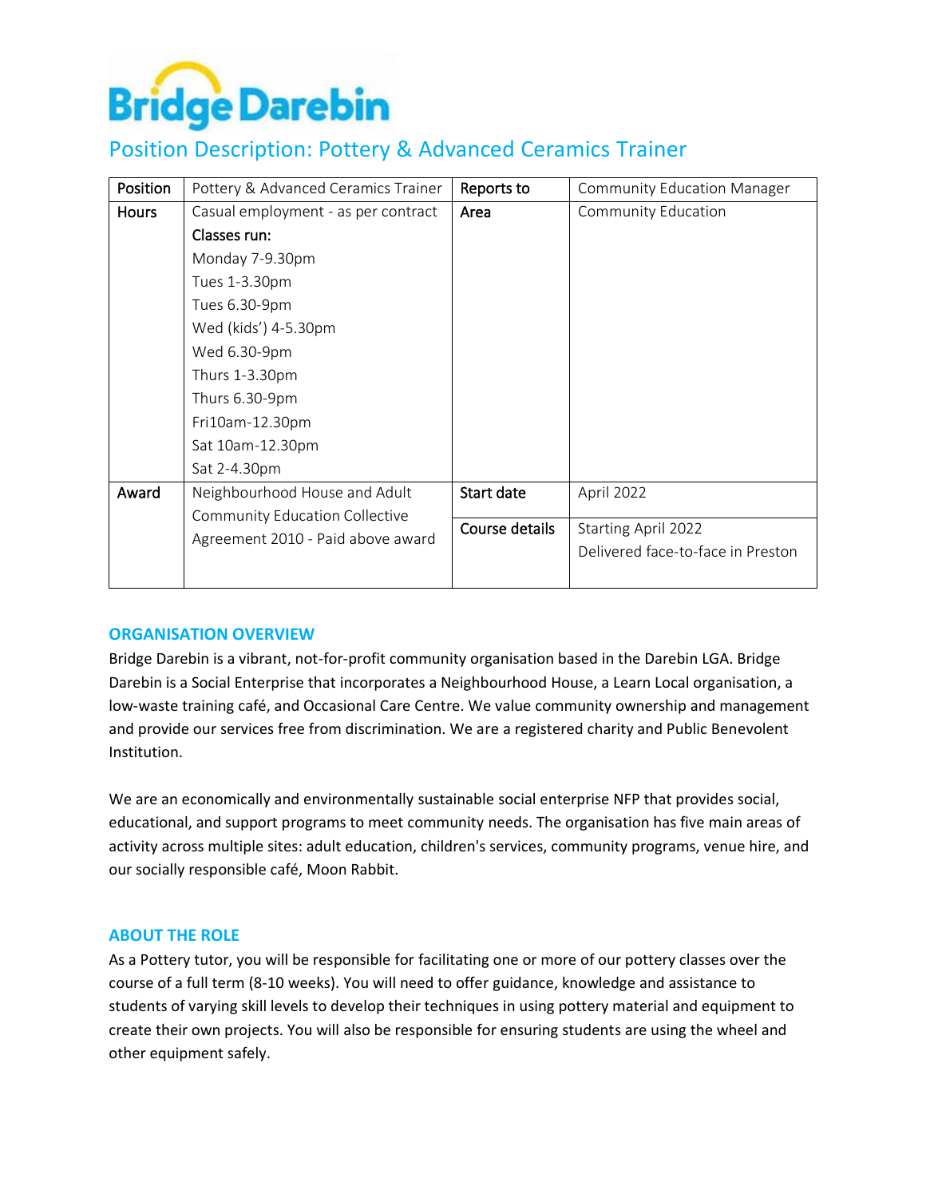Bridge Darebin

# Position Description: Pottery & Advanced Ceramics Trainer

| Position | Pottery & Advanced Ceramics Trainer | Reports to | Community Education Manager |
|---|---|---|---|
| Hours | Casual employment - as per contract<br>**Classes run:**<br>Monday 7-9.30pm<br>Tues 1-3.30pm<br>Tues 6.30-9pm<br>Wed (kids') 4-5.30pm<br>Wed 6.30-9pm<br>Thurs 1-3.30pm<br>Thurs 6.30-9pm<br>Fri10am-12.30pm<br>Sat 10am-12.30pm<br>Sat 2-4.30pm | Area | Community Education |
| Award | Neighbourhood House and Adult Community Education Collective Agreement 2010 - Paid above award | Start date | April 2022 |
| | | Course details | Starting April 2022<br>Delivered face-to-face in Preston |

## ORGANISATION OVERVIEW

Bridge Darebin is a vibrant, not-for-profit community organisation based in the Darebin LGA. Bridge Darebin is a Social Enterprise that incorporates a Neighbourhood House, a Learn Local organisation, a low-waste training café, and Occasional Care Centre. We value community ownership and management and provide our services free from discrimination. We are a registered charity and Public Benevolent Institution.

We are an economically and environmentally sustainable social enterprise NFP that provides social, educational, and support programs to meet community needs. The organisation has five main areas of activity across multiple sites: adult education, children's services, community programs, venue hire, and our socially responsible café, Moon Rabbit.

## ABOUT THE ROLE

As a Pottery tutor, you will be responsible for facilitating one or more of our pottery classes over the course of a full term (8-10 weeks). You will need to offer guidance, knowledge and assistance to students of varying skill levels to develop their techniques in using pottery material and equipment to create their own projects. You will also be responsible for ensuring students are using the wheel and other equipment safely.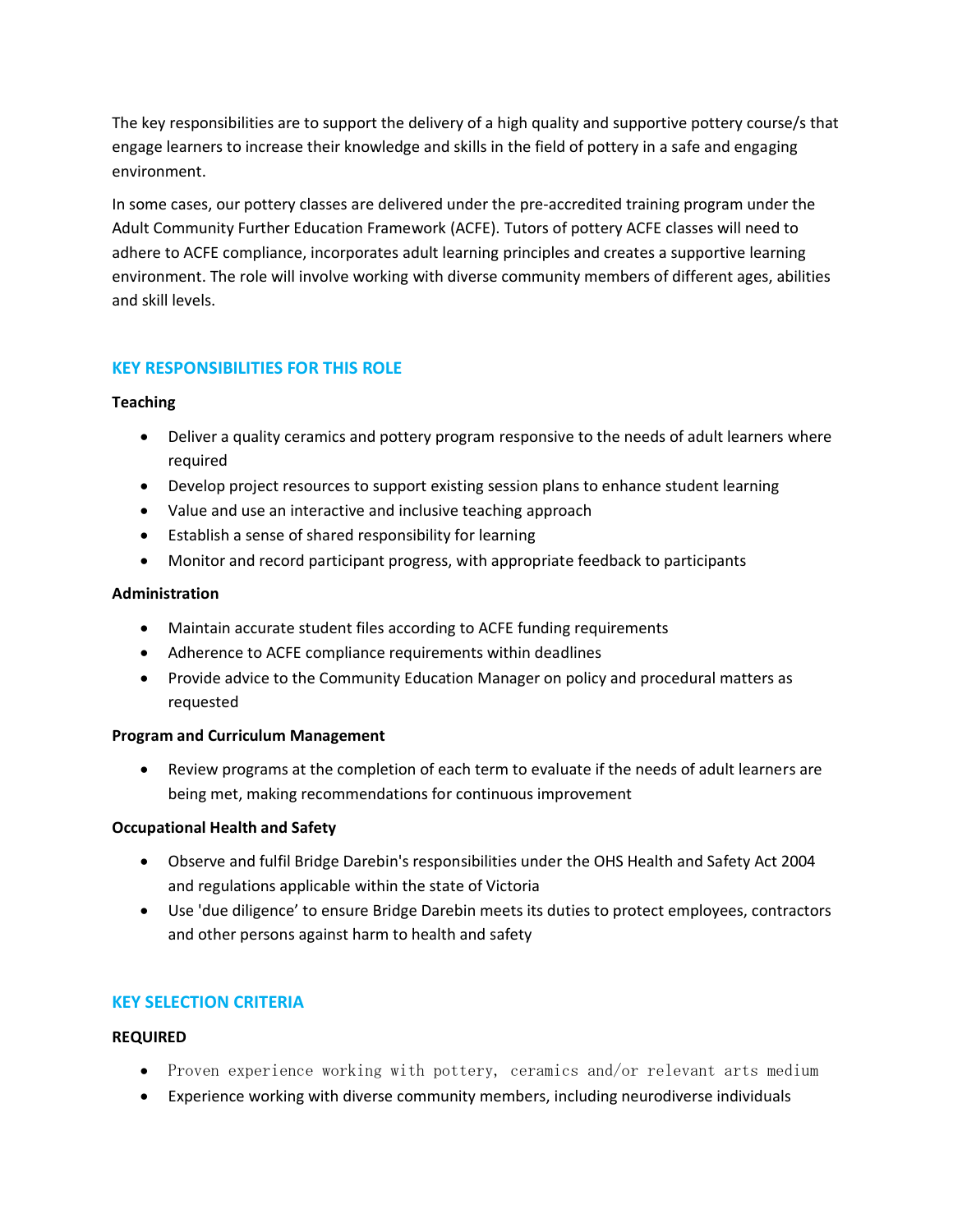The key responsibilities are to support the delivery of a high quality and supportive pottery course/s that engage learners to increase their knowledge and skills in the field of pottery in a safe and engaging environment.

In some cases, our pottery classes are delivered under the pre-accredited training program under the Adult Community Further Education Framework (ACFE). Tutors of pottery ACFE classes will need to adhere to ACFE compliance, incorporates adult learning principles and creates a supportive learning environment. The role will involve working with diverse community members of different ages, abilities and skill levels.

## KEY RESPONSIBILITIES FOR THIS ROLE

**Teaching**

- Deliver a quality ceramics and pottery program responsive to the needs of adult learners where required
- Develop project resources to support existing session plans to enhance student learning
- Value and use an interactive and inclusive teaching approach
- Establish a sense of shared responsibility for learning
- Monitor and record participant progress, with appropriate feedback to participants

**Administration**

- Maintain accurate student files according to ACFE funding requirements
- Adherence to ACFE compliance requirements within deadlines
- Provide advice to the Community Education Manager on policy and procedural matters as requested

**Program and Curriculum Management**

- Review programs at the completion of each term to evaluate if the needs of adult learners are being met, making recommendations for continuous improvement

**Occupational Health and Safety**

- Observe and fulfil Bridge Darebin's responsibilities under the OHS Health and Safety Act 2004 and regulations applicable within the state of Victoria
- Use 'due diligence' to ensure Bridge Darebin meets its duties to protect employees, contractors and other persons against harm to health and safety

## KEY SELECTION CRITERIA

**REQUIRED**

- Proven experience working with pottery, ceramics and/or relevant arts medium
- Experience working with diverse community members, including neurodiverse individuals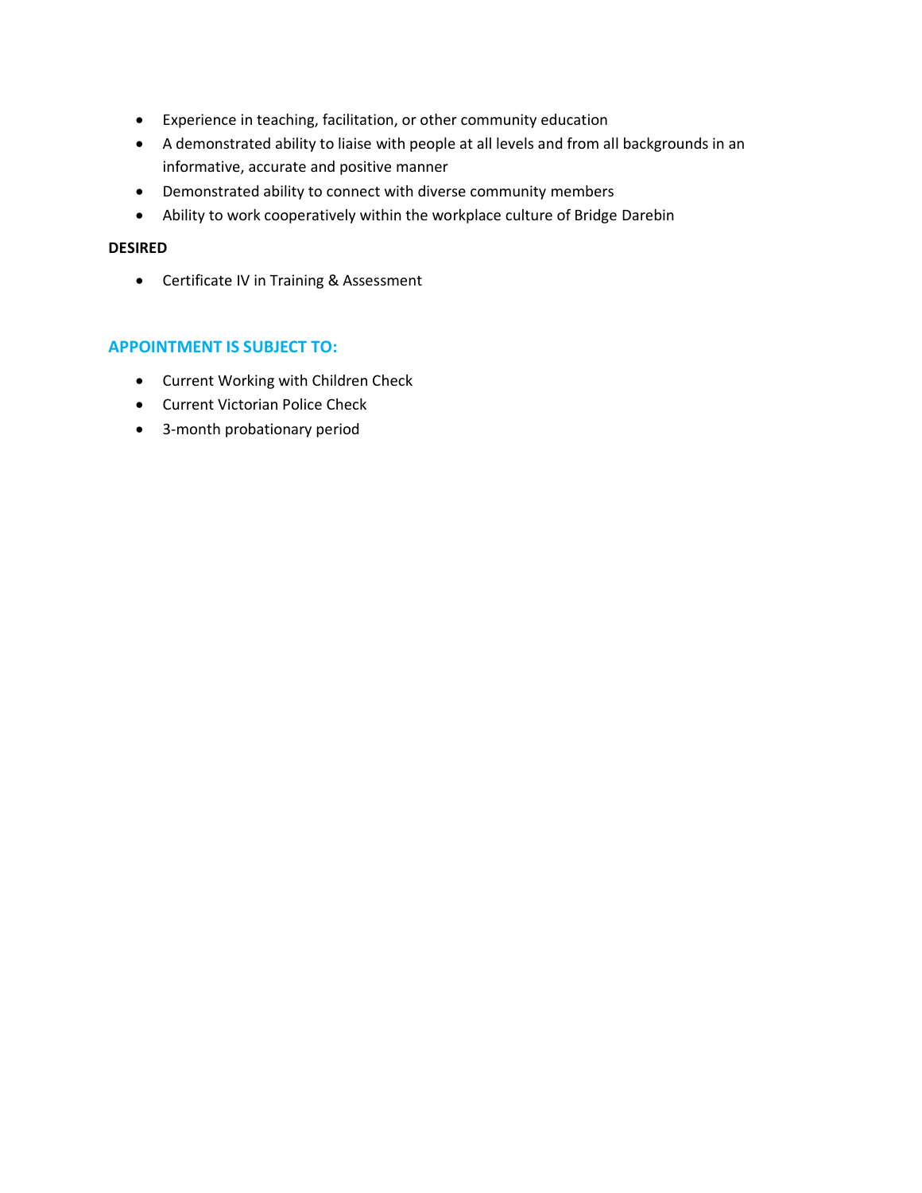- Experience in teaching, facilitation, or other community education
- A demonstrated ability to liaise with people at all levels and from all backgrounds in an informative, accurate and positive manner
- Demonstrated ability to connect with diverse community members
- Ability to work cooperatively within the workplace culture of Bridge Darebin

**DESIRED**

- Certificate IV in Training & Assessment

## APPOINTMENT IS SUBJECT TO:

- Current Working with Children Check
- Current Victorian Police Check
- 3-month probationary period